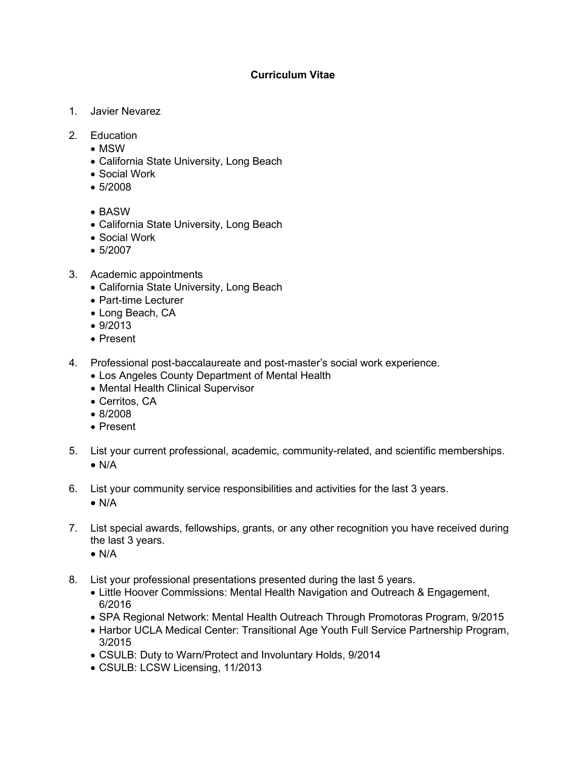# Curriculum Vitae

1. Javier Nevarez

2. Education
   - MSW
   - California State University, Long Beach
   - Social Work
   - 5/2008

   - BASW
   - California State University, Long Beach
   - Social Work
   - 5/2007

3. Academic appointments
   - California State University, Long Beach
   - Part-time Lecturer
   - Long Beach, CA
   - 9/2013
   - Present

4. Professional post-baccalaureate and post-master's social work experience.
   - Los Angeles County Department of Mental Health
   - Mental Health Clinical Supervisor
   - Cerritos, CA
   - 8/2008
   - Present

5. List your current professional, academic, community-related, and scientific memberships.
   - N/A

6. List your community service responsibilities and activities for the last 3 years.
   - N/A

7. List special awards, fellowships, grants, or any other recognition you have received during the last 3 years.
   - N/A

8. List your professional presentations presented during the last 5 years.
   - Little Hoover Commissions: Mental Health Navigation and Outreach & Engagement, 6/2016
   - SPA Regional Network: Mental Health Outreach Through Promotoras Program, 9/2015
   - Harbor UCLA Medical Center: Transitional Age Youth Full Service Partnership Program, 3/2015
   - CSULB: Duty to Warn/Protect and Involuntary Holds, 9/2014
   - CSULB: LCSW Licensing, 11/2013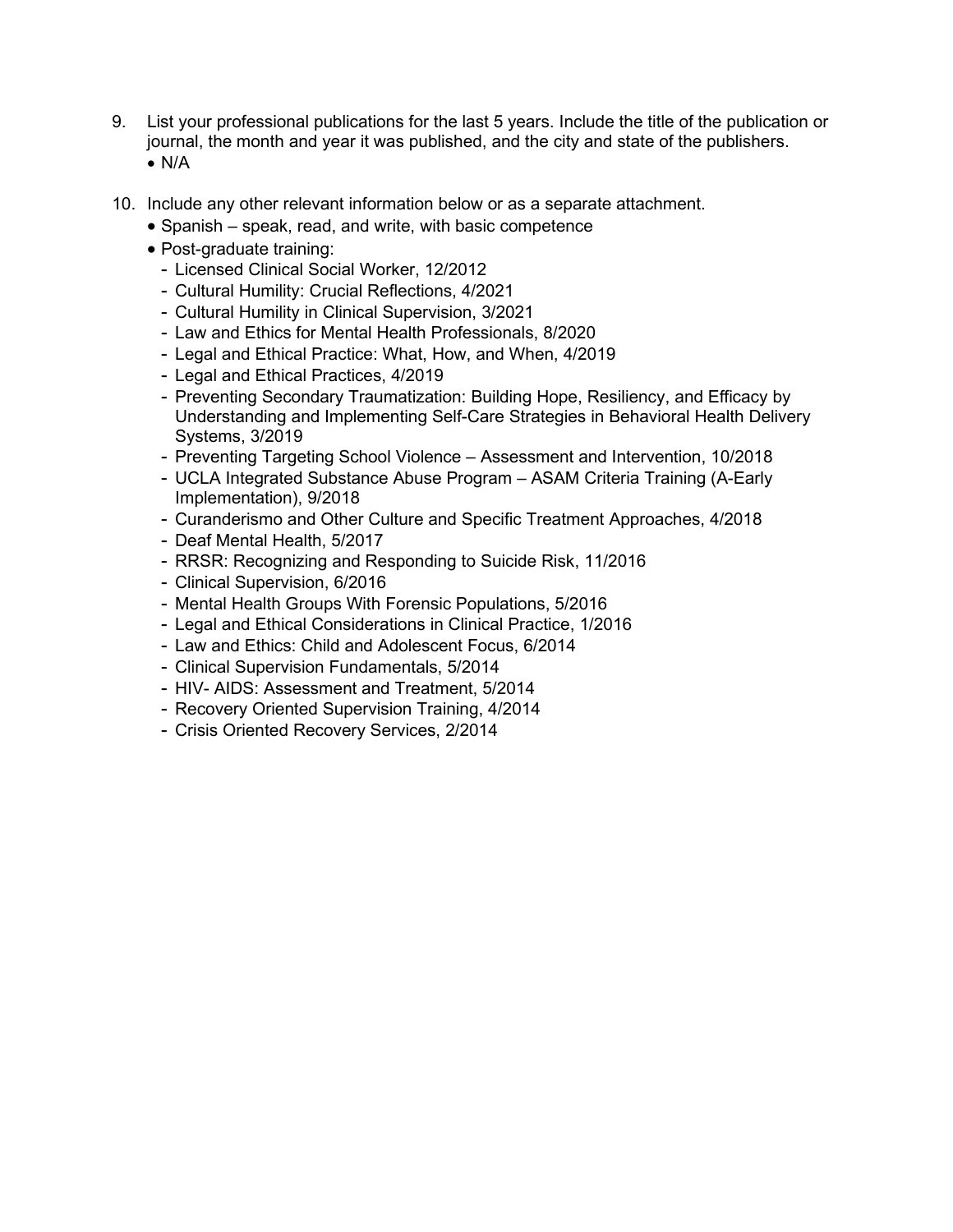9. List your professional publications for the last 5 years. Include the title of the publication or journal, the month and year it was published, and the city and state of the publishers.
   - N/A

10. Include any other relevant information below or as a separate attachment.
    - Spanish – speak, read, and write, with basic competence
    - Post-graduate training:
      - Licensed Clinical Social Worker, 12/2012
      - Cultural Humility: Crucial Reflections, 4/2021
      - Cultural Humility in Clinical Supervision, 3/2021
      - Law and Ethics for Mental Health Professionals, 8/2020
      - Legal and Ethical Practice: What, How, and When, 4/2019
      - Legal and Ethical Practices, 4/2019
      - Preventing Secondary Traumatization: Building Hope, Resiliency, and Efficacy by Understanding and Implementing Self-Care Strategies in Behavioral Health Delivery Systems, 3/2019
      - Preventing Targeting School Violence – Assessment and Intervention, 10/2018
      - UCLA Integrated Substance Abuse Program – ASAM Criteria Training (A-Early Implementation), 9/2018
      - Curanderismo and Other Culture and Specific Treatment Approaches, 4/2018
      - Deaf Mental Health, 5/2017
      - RRSR: Recognizing and Responding to Suicide Risk, 11/2016
      - Clinical Supervision, 6/2016
      - Mental Health Groups With Forensic Populations, 5/2016
      - Legal and Ethical Considerations in Clinical Practice, 1/2016
      - Law and Ethics: Child and Adolescent Focus, 6/2014
      - Clinical Supervision Fundamentals, 5/2014
      - HIV- AIDS: Assessment and Treatment, 5/2014
      - Recovery Oriented Supervision Training, 4/2014
      - Crisis Oriented Recovery Services, 2/2014